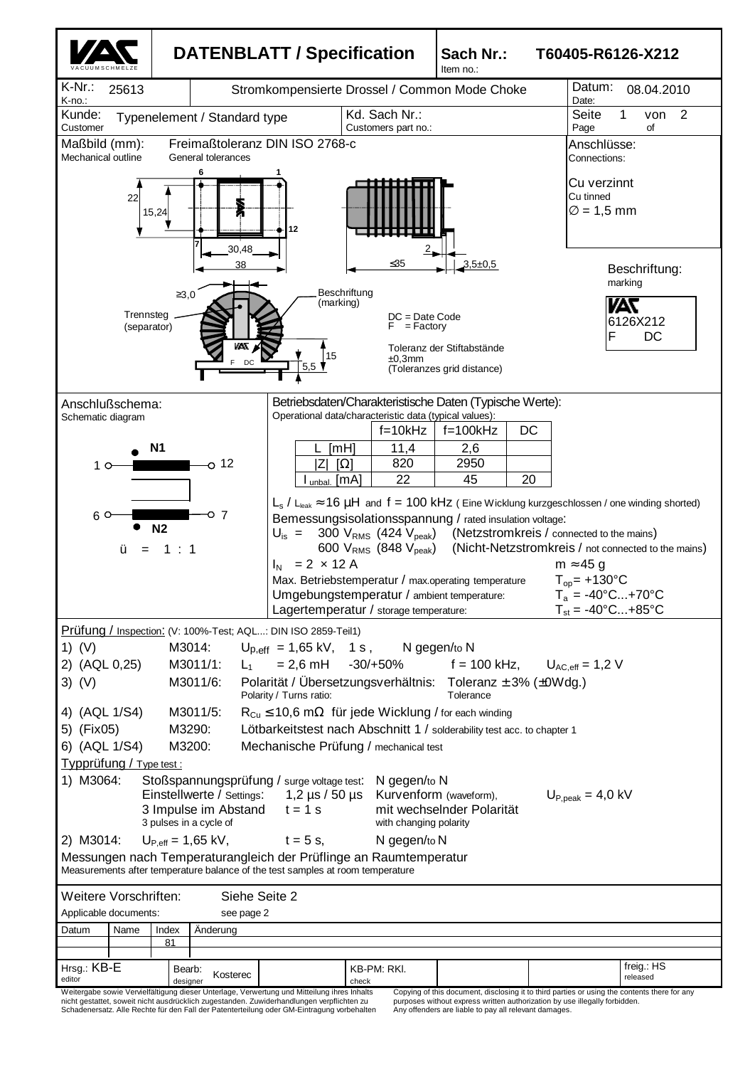# DATENBLATT / Specification

**Sach Nr.: / Item no.:** T60405-R6126-X212

| K-Nr.: / K-no.: 25613 | Stromkompensierte Drossel / Common Mode Choke | Datum: / Date: 08.04.2010 |
|---|---|---|
| Kunde: / Customer: Typenelement / Standard type | Kd. Sach Nr.: / Customers part no.: | Seite 1 von 2 / Page of |

**Maßbild (mm): / Mechanical outline** — Freimaßtoleranz DIN ISO 2768-c / General tolerances

Dimensions: 22; 15,24; 30,48; 38; ≤35; 2; 3,5±0,5; ≥3,0; 15; 5,5. Pins: 6, 1, 7, 12.

Trennsteg (separator)

Beschriftung (marking)

DC = Date Code
F = Factory

Toleranz der Stiftabstände ±0,3mm (Toleranzes grid distance)

**Anschlüsse: / Connections:**
Cu verzinnt / Cu tinned
∅ = 1,5 mm

**Beschriftung: / marking**
VAC
6126X212
F DC

**Anschlußschema: / Schematic diagram**

N1: 1 — 12
N2: 6 — 7
ü = 1 : 1

**Betriebsdaten/Charakteristische Daten (Typische Werte): / Operational data/characteristic data (typical values):**

| | f=10kHz | f=100kHz | DC |
|---|---|---|---|
| L [mH] | 11,4 | 2,6 | |
| \|Z\| [Ω] | 820 | 2950 | |
| $I_{unbal.}$ [mA] | 22 | 45 | 20 |

$L_s$ / $L_{leak}$ ≈ 16 µH and f = 100 kHz ( Eine Wicklung kurzgeschlossen / one winding shorted)

Bemessungsisolationsspannung / rated insulation voltage:
$U_{is}$ = 300 $V_{RMS}$ (424 $V_{peak}$) (Netzstromkreis / connected to the mains)
600 $V_{RMS}$ (848 $V_{peak}$) (Nicht-Netzstromkreis / not connected to the mains)

$I_N$ = 2 × 12 A — m ≈ 45 g

Max. Betriebstemperatur / max.operating temperature — $T_{op}$ = +130°C
Umgebungstemperatur / ambient temperature: — $T_a$ = -40°C...+70°C
Lagertemperatur / storage temperature: — $T_{st}$ = -40°C...+85°C

**Prüfung / Inspection:** (V: 100%-Test; AQL...: DIN ISO 2859-Teil1)

1) (V) M3014: $U_{p,eff}$ = 1,65 kV, 1 s , N gegen/to N
2) (AQL 0,25) M3011/1: $L_1$ = 2,6 mH -30/+50% f = 100 kHz, $U_{AC,eff}$ = 1,2 V
3) (V) M3011/6: Polarität / Übersetzungsverhältnis: Toleranz ± 3% (±0Wdg.) — Polarity / Turns ratio: Tolerance
4) (AQL 1/S4) M3011/5: $R_{Cu}$ ≤ 10,6 mΩ für jede Wicklung / for each winding
5) (Fix05) M3290: Lötbarkeitstest nach Abschnitt 1 / solderability test acc. to chapter 1
6) (AQL 1/S4) M3200: Mechanische Prüfung / mechanical test

**Typprüfung / Type test :**

1) M3064: Stoßspannungsprüfung / surge voltage test: N gegen/to N
Einstellwerte / Settings: 1,2 µs / 50 µs Kurvenform (waveform), $U_{P,peak}$ = 4,0 kV
3 Impulse im Abstand t = 1 s mit wechselnder Polarität / 3 pulses in a cycle of — with changing polarity

2) M3014: $U_{P,eff}$ = 1,65 kV, t = 5 s, N gegen/to N

Messungen nach Temperaturangleich der Prüflinge an Raumtemperatur
Measurements after temperature balance of the test samples at room temperature

Weitere Vorschriften: / Applicable documents: Siehe Seite 2 / see page 2

| Datum | Name | Index | Änderung |
|---|---|---|---|
| | | 81 | |

| Hrsg.: KB-E (editor) | Bearb.: Kosterec (designer) | KB-PM: RKl. (check) | freig.: HS (released) |
|---|---|---|---|

Weitergabe sowie Vervielfältigung dieser Unterlage, Verwertung und Mitteilung ihres Inhalts nicht gestattet, soweit nicht ausdrücklich zugestanden. Zuwiderhandlungen verpflichten zu Schadenersatz. Alle Rechte für den Fall der Patenterteilung oder GM-Eintragung vorbehalten

Copying of this document, disclosing it to third parties or using the contents there for any purposes without express written authorization by use illegally forbidden. Any offenders are liable to pay all relevant damages.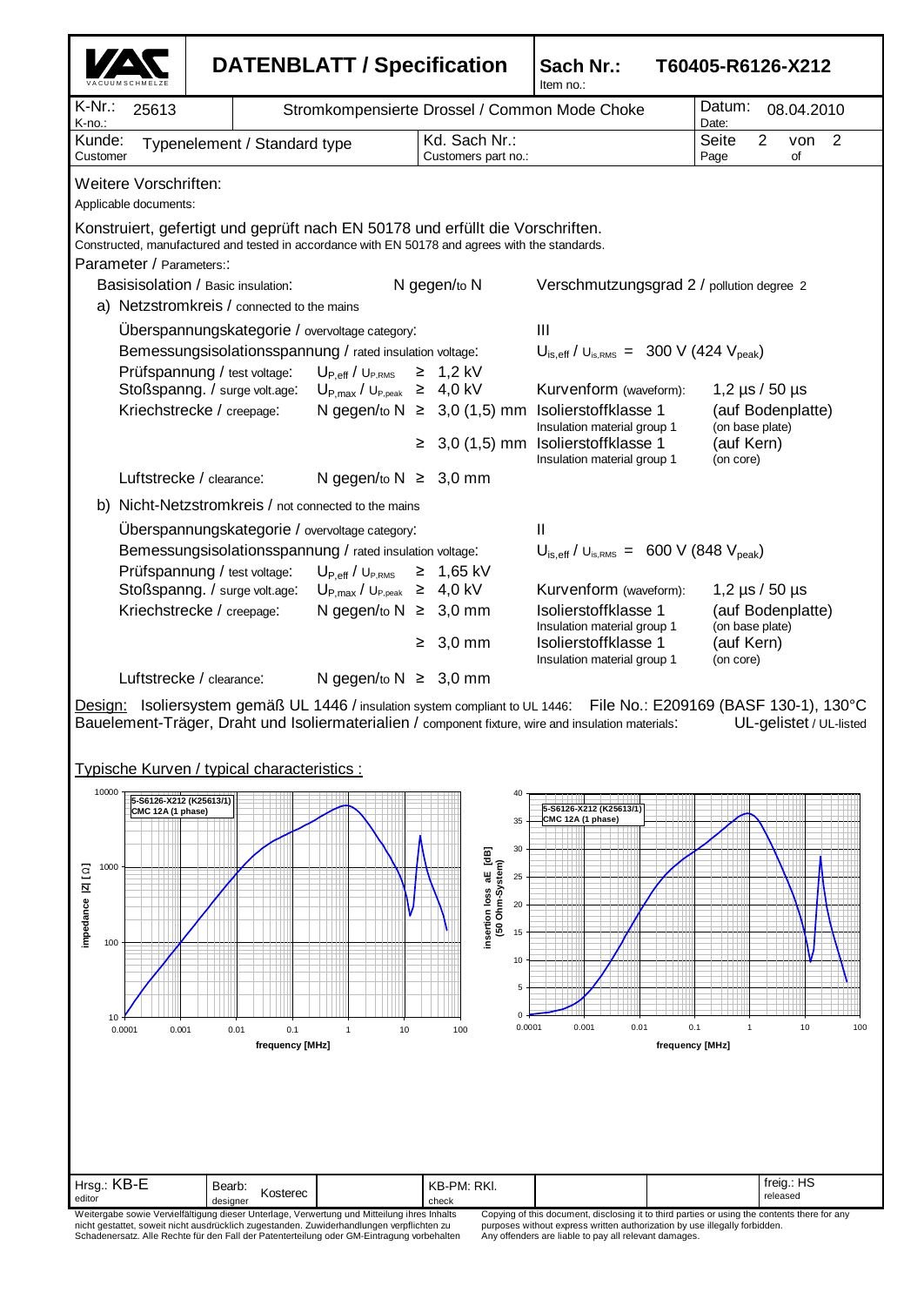# DATENBLATT / Specification

**Sach Nr.: / Item no.:** T60405-R6126-X212

| | | | |
|---|---|---|---|
| K-Nr.: / K-no.: 25613 | Stromkompensierte Drossel / Common Mode Choke | | Datum: / Date: 08.04.2010 |
| Kunde: / Customer: Typenelement / Standard type | Kd. Sach Nr.: / Customers part no.: | | Seite 2 von 2 / Page of |

Weitere Vorschriften:
Applicable documents:

Konstruiert, gefertigt und geprüft nach EN 50178 und erfüllt die Vorschriften.
Constructed, manufactured and tested in accordance with EN 50178 and agrees with the standards.

Parameter / Parameters::

Basisisolation / Basic insulation: N gegen/to N — Verschmutzungsgrad 2 / pollution degree 2

a) Netzstromkreis / connected to the mains

| | | | |
|---|---|---|---|
| Überspannungskategorie / overvoltage category: | | III | |
| Bemessungsisolationsspannung / rated insulation voltage: | | $U_{is,eff}$ / $U_{is,RMS}$ = 300 V (424 $V_{peak}$) | |
| Prüfspannung / test voltage: | $U_{P,eff}$ / $U_{P,RMS}$ ≥ 1,2 kV | | |
| Stoßspanng. / surge volt.age: | $U_{P,max}$ / $U_{P,peak}$ ≥ 4,0 kV | Kurvenform (waveform): | 1,2 µs / 50 µs |
| Kriechstrecke / creepage: | N gegen/to N ≥ 3,0 (1,5) mm | Isolierstoffklasse 1 / Insulation material group 1 | (auf Bodenplatte) / (on base plate) |
| | ≥ 3,0 (1,5) mm | Isolierstoffklasse 1 / Insulation material group 1 | (auf Kern) / (on core) |
| Luftstrecke / clearance: | N gegen/to N ≥ 3,0 mm | | |

b) Nicht-Netzstromkreis / not connected to the mains

| | | | |
|---|---|---|---|
| Überspannungskategorie / overvoltage category: | | II | |
| Bemessungsisolationsspannung / rated insulation voltage: | | $U_{is,eff}$ / $U_{is,RMS}$ = 600 V (848 $V_{peak}$) | |
| Prüfspannung / test voltage: | $U_{P,eff}$ / $U_{P,RMS}$ ≥ 1,65 kV | | |
| Stoßspanng. / surge volt.age: | $U_{P,max}$ / $U_{P,peak}$ ≥ 4,0 kV | Kurvenform (waveform): | 1,2 µs / 50 µs |
| Kriechstrecke / creepage: | N gegen/to N ≥ 3,0 mm | Isolierstoffklasse 1 / Insulation material group 1 | (auf Bodenplatte) / (on base plate) |
| | ≥ 3,0 mm | Isolierstoffklasse 1 / Insulation material group 1 | (auf Kern) / (on core) |
| Luftstrecke / clearance: | N gegen/to N ≥ 3,0 mm | | |

Design: Isoliersystem gemäß UL 1446 / insulation system compliant to UL 1446: File No.: E209169 (BASF 130-1), 130°C
Bauelement-Träger, Draht und Isoliermaterialien / component fixture, wire and insulation materials: UL-gelistet / UL-listed

## Typische Kurven / typical characteristics :

5-S6126-X212 (K25613/1)
CMC 12A (1 phase)

impedance |Z| [Ω]

10000
1000
100
10

0.0001 0.001 0.01 0.1 1 10 100

frequency [MHz]

5-S6126-X212 (K25613/1)
CMC 12A (1 phase)

insertion loss aE [dB] (50 Ohm-System)

40
35
30
25
20
15
10
5
0

0.0001 0.001 0.01 0.1 1 10 100

frequency [MHz]

| | | | | |
|---|---|---|---|---|
| Hrsg.: KB-E / editor | Bearb.: Kosterec / designer | KB-PM: RKl. / check | | freig.: HS / released |

Weitergabe sowie Vervielfältigung dieser Unterlage, Verwertung und Mitteilung ihres Inhalts nicht gestattet, soweit nicht ausdrücklich zugestanden. Zuwiderhandlungen verpflichten zu Schadenersatz. Alle Rechte für den Fall der Patenterteilung oder GM-Eintragung vorbehalten

Copying of this document, disclosing it to third parties or using the contents there for any purposes without express written authorization by use illegally forbidden. Any offenders are liable to pay all relevant damages.